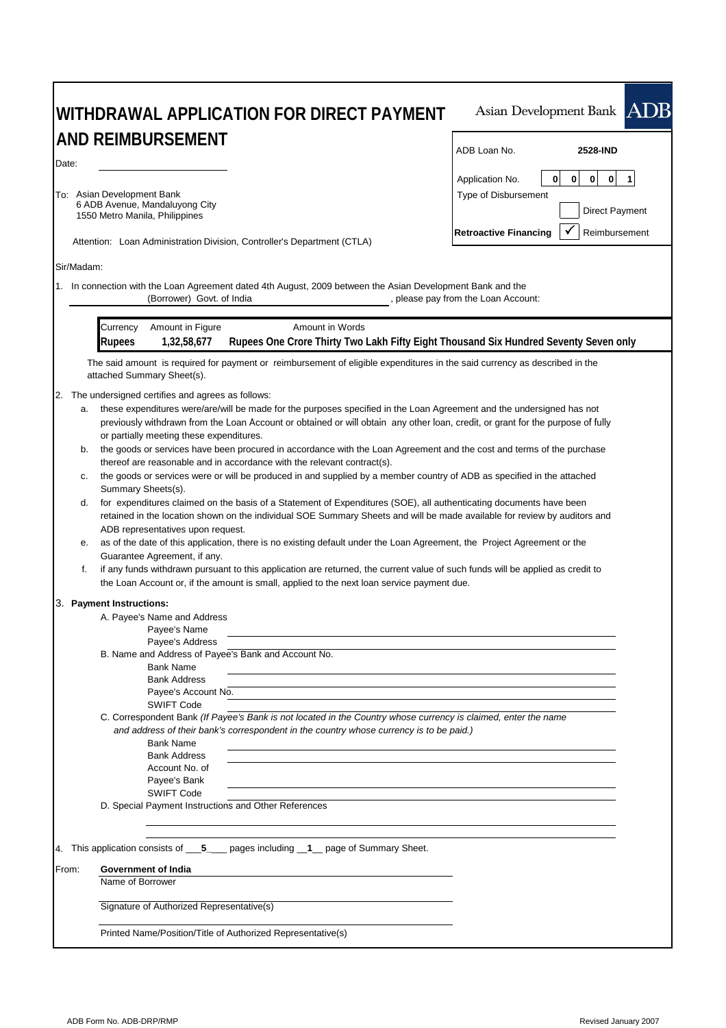# WITHDRAWAL APPLICATION FOR DIRECT PAYMENT AND REIMBURSEMENT

Asian Development Bank **ADB**

| | |
|---|---|
| ADB Loan No. | **2528-IND** |
| Application No. | 0 0 0 0 1 |
| Type of Disbursement | |
| | ☐ Direct Payment |
| **Retroactive Financing** | ☑ Reimbursement |

Date: ____________________

To: Asian Development Bank
6 ADB Avenue, Mandaluyong City
1550 Metro Manila, Philippines

Attention: Loan Administration Division, Controller's Department (CTLA)

Sir/Madam:

1. In connection with the Loan Agreement dated 4th August, 2009 between the Asian Development Bank and the (Borrower) Govt. of India, please pay from the Loan Account:

| Currency | Amount in Figure | Amount in Words |
|---|---|---|
| **Rupees** | **1,32,58,677** | **Rupees One Crore Thirty Two Lakh Fifty Eight Thousand Six Hundred Seventy Seven only** |

The said amount is required for payment or reimbursement of eligible expenditures in the said currency as described in the attached Summary Sheet(s).

2. The undersigned certifies and agrees as follows:
   a. these expenditures were/are/will be made for the purposes specified in the Loan Agreement and the undersigned has not previously withdrawn from the Loan Account or obtained or will obtain any other loan, credit, or grant for the purpose of fully or partially meeting these expenditures.
   b. the goods or services have been procured in accordance with the Loan Agreement and the cost and terms of the purchase thereof are reasonable and in accordance with the relevant contract(s).
   c. the goods or services were or will be produced in and supplied by a member country of ADB as specified in the attached Summary Sheets(s).
   d. for expenditures claimed on the basis of a Statement of Expenditures (SOE), all authenticating documents have been retained in the location shown on the individual SOE Summary Sheets and will be made available for review by auditors and ADB representatives upon request.
   e. as of the date of this application, there is no existing default under the Loan Agreement, the Project Agreement or the Guarantee Agreement, if any.
   f. if any funds withdrawn pursuant to this application are returned, the current value of such funds will be applied as credit to the Loan Account or, if the amount is small, applied to the next loan service payment due.

3. **Payment Instructions:**

   A. Payee's Name and Address
      - Payee's Name ____________________
      - Payee's Address ____________________

   B. Name and Address of Payee's Bank and Account No.
      - Bank Name ____________________
      - Bank Address ____________________
      - Payee's Account No. ____________________
      - SWIFT Code ____________________

   C. Correspondent Bank *(If Payee's Bank is not located in the Country whose currency is claimed, enter the name and address of their bank's correspondent in the country whose currency is to be paid.)*
      - Bank Name ____________________
      - Bank Address ____________________
      - Account No. of Payee's Bank ____________________
      - SWIFT Code ____________________

   D. Special Payment Instructions and Other References

4. This application consists of ___5___ pages including __1__ page of Summary Sheet.

From: **Government of India**
Name of Borrower

____________________
Signature of Authorized Representative(s)

____________________
Printed Name/Position/Title of Authorized Representative(s)

ADB Form No. ADB-DRP/RMP — Revised January 2007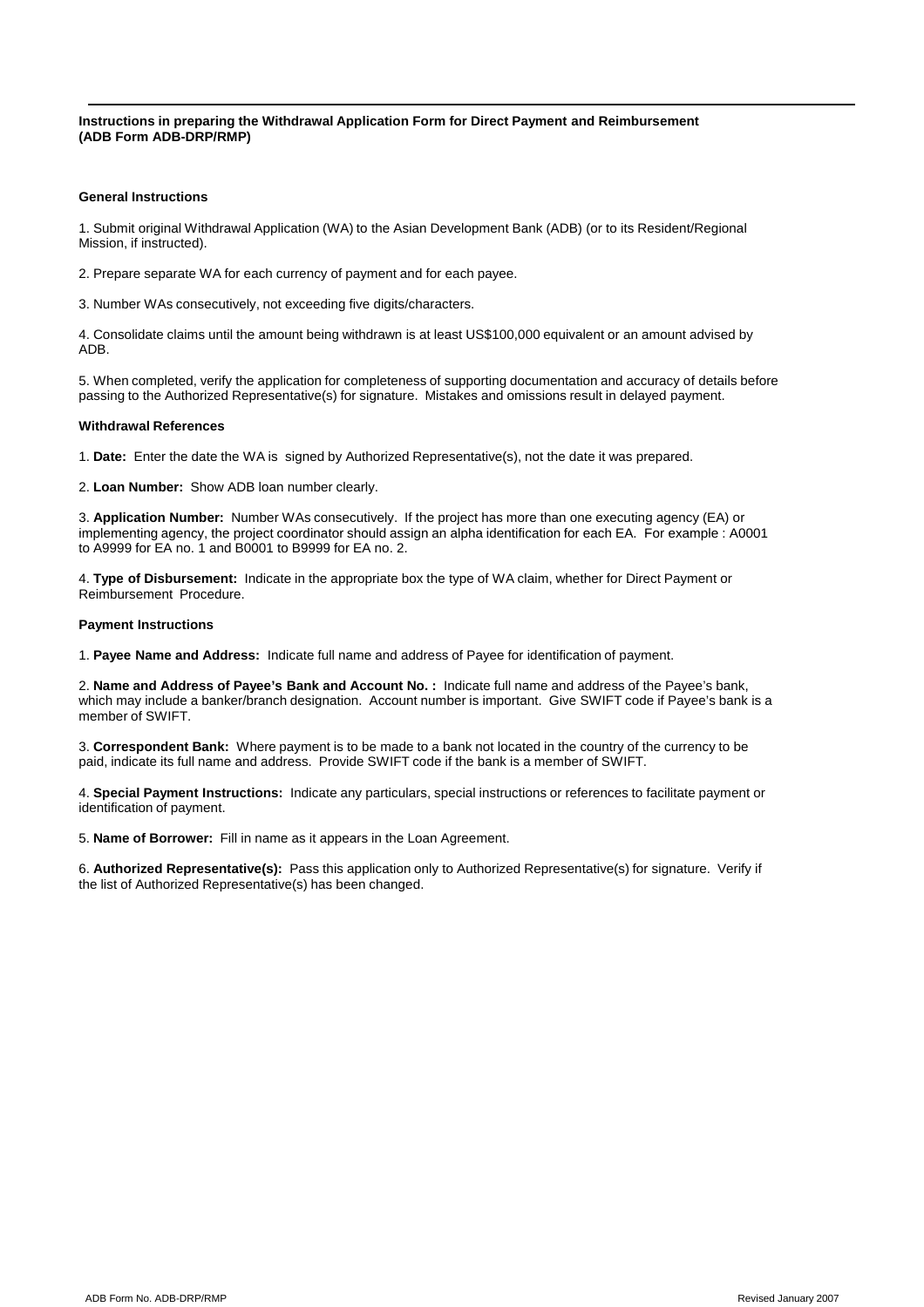**Instructions in preparing the Withdrawal Application Form for Direct Payment and Reimbursement (ADB Form ADB-DRP/RMP)**

**General Instructions**

1. Submit original Withdrawal Application (WA) to the Asian Development Bank (ADB) (or to its Resident/Regional Mission, if instructed).

2. Prepare separate WA for each currency of payment and for each payee.

3. Number WAs consecutively, not exceeding five digits/characters.

4. Consolidate claims until the amount being withdrawn is at least US$100,000 equivalent or an amount advised by ADB.

5. When completed, verify the application for completeness of supporting documentation and accuracy of details before passing to the Authorized Representative(s) for signature. Mistakes and omissions result in delayed payment.

**Withdrawal References**

1. **Date:** Enter the date the WA is signed by Authorized Representative(s), not the date it was prepared.

2. **Loan Number:** Show ADB loan number clearly.

3. **Application Number:** Number WAs consecutively. If the project has more than one executing agency (EA) or implementing agency, the project coordinator should assign an alpha identification for each EA. For example : A0001 to A9999 for EA no. 1 and B0001 to B9999 for EA no. 2.

4. **Type of Disbursement:** Indicate in the appropriate box the type of WA claim, whether for Direct Payment or Reimbursement Procedure.

**Payment Instructions**

1. **Payee Name and Address:** Indicate full name and address of Payee for identification of payment.

2. **Name and Address of Payee's Bank and Account No. :** Indicate full name and address of the Payee's bank, which may include a banker/branch designation. Account number is important. Give SWIFT code if Payee's bank is a member of SWIFT.

3. **Correspondent Bank:** Where payment is to be made to a bank not located in the country of the currency to be paid, indicate its full name and address. Provide SWIFT code if the bank is a member of SWIFT.

4. **Special Payment Instructions:** Indicate any particulars, special instructions or references to facilitate payment or identification of payment.

5. **Name of Borrower:** Fill in name as it appears in the Loan Agreement.

6. **Authorized Representative(s):** Pass this application only to Authorized Representative(s) for signature. Verify if the list of Authorized Representative(s) has been changed.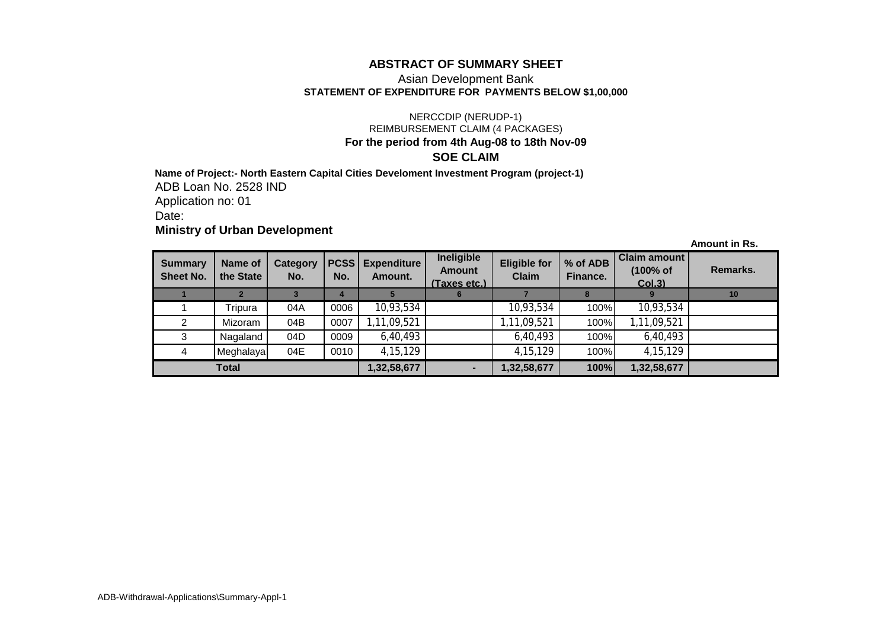# ABSTRACT OF SUMMARY SHEET

Asian Development Bank

**STATEMENT OF EXPENDITURE FOR PAYMENTS BELOW $1,00,000**

NERCCDIP (NERUDP-1)

REIMBURSEMENT CLAIM (4 PACKAGES)

**For the period from 4th Aug-08 to 18th Nov-09**

## SOE CLAIM

**Name of Project:- North Eastern Capital Cities Develoment Investment Program (project-1)**

ADB Loan No. 2528 IND

Application no: 01

Date:

**Ministry of Urban Development**

**Amount in Rs.**

| Summary Sheet No. | Name of the State | Category No. | PCSS No. | Expenditure Amount. | Ineligible Amount (Taxes etc.) | Eligible for Claim | % of ADB Finance. | Claim amount (100% of Col.3) | Remarks. |
|---|---|---|---|---|---|---|---|---|---|
| 1 | 2 | 3 | 4 | 5 | 6 | 7 | 8 | 9 | 10 |
| 1 | Tripura | 04A | 0006 | 10,93,534 | | 10,93,534 | 100% | 10,93,534 | |
| 2 | Mizoram | 04B | 0007 | 1,11,09,521 | | 1,11,09,521 | 100% | 1,11,09,521 | |
| 3 | Nagaland | 04D | 0009 | 6,40,493 | | 6,40,493 | 100% | 6,40,493 | |
| 4 | Meghalaya | 04E | 0010 | 4,15,129 | | 4,15,129 | 100% | 4,15,129 | |
| **Total** | | | | **1,32,58,677** | **-** | **1,32,58,677** | **100%** | **1,32,58,677** | |

ADB-Withdrawal-Applications\Summary-Appl-1